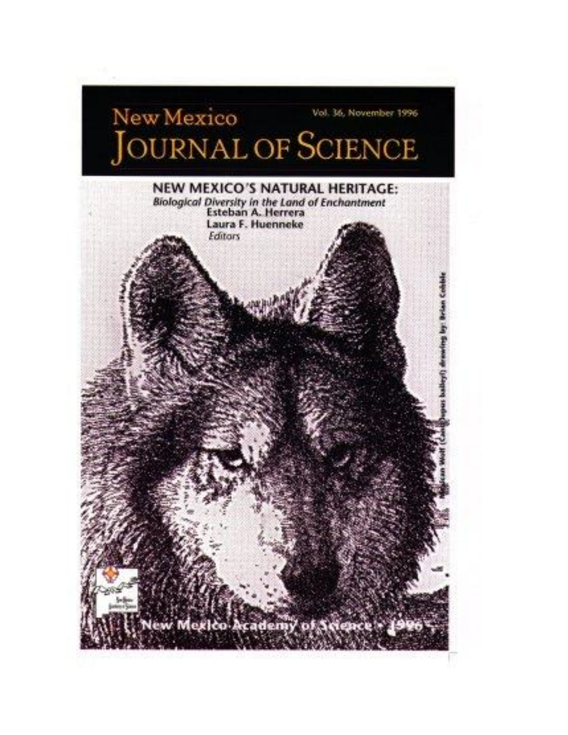# New Mexico Journal of Science

Vol. 36, November 1996

## NEW MEXICO'S NATURAL HERITAGE:

*Biological Diversity in the Land of Enchantment*

Esteban A. Herrera

Laura F. Huenneke

*Editors*

Mexican Wolf (*Canis lupus baileyi*) drawing by: Brian Cobble

New Mexico Academy of Science • 1996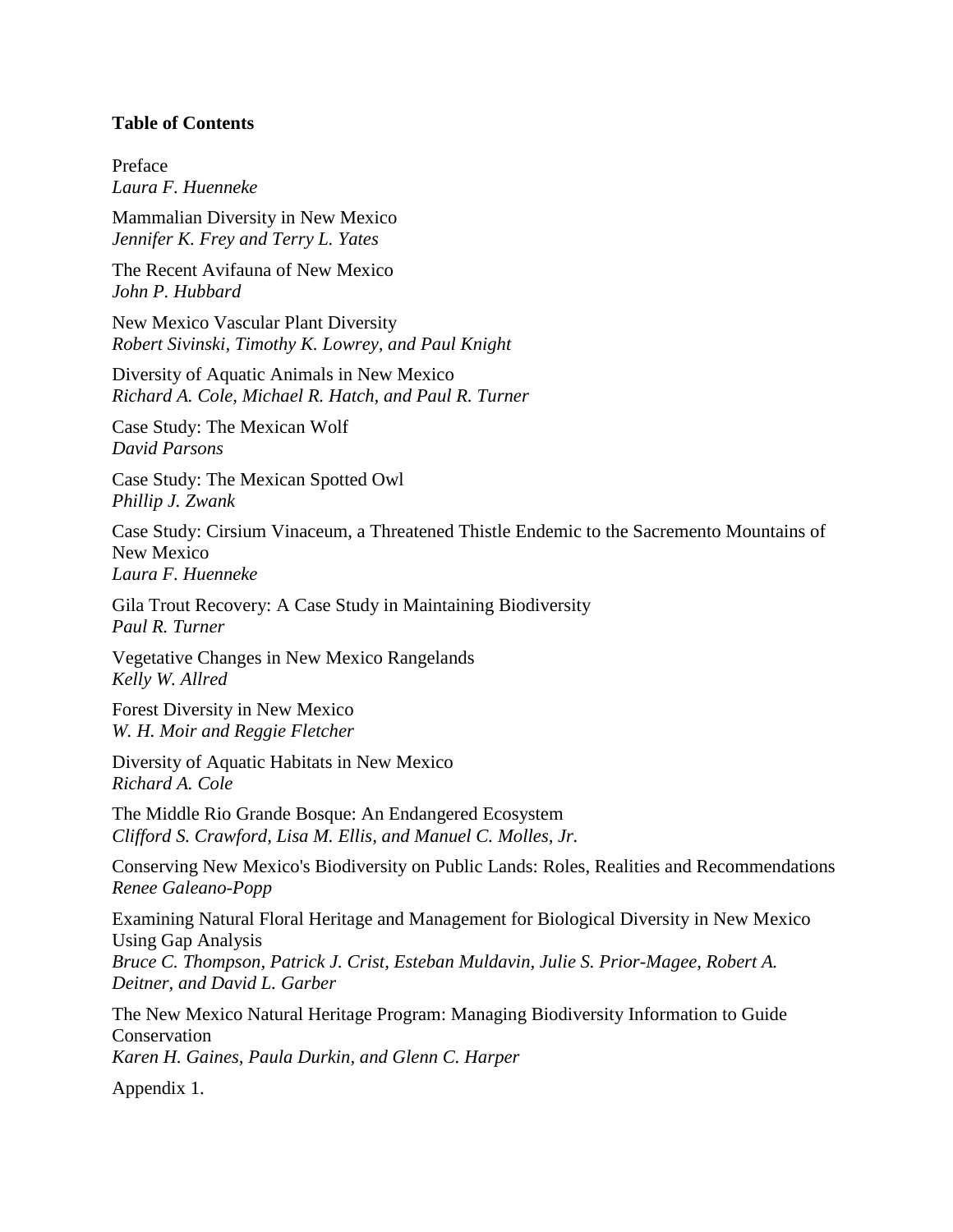**Table of Contents**

Preface
*Laura F. Huenneke*

Mammalian Diversity in New Mexico
*Jennifer K. Frey and Terry L. Yates*

The Recent Avifauna of New Mexico
*John P. Hubbard*

New Mexico Vascular Plant Diversity
*Robert Sivinski, Timothy K. Lowrey, and Paul Knight*

Diversity of Aquatic Animals in New Mexico
*Richard A. Cole, Michael R. Hatch, and Paul R. Turner*

Case Study: The Mexican Wolf
*David Parsons*

Case Study: The Mexican Spotted Owl
*Phillip J. Zwank*

Case Study: Cirsium Vinaceum, a Threatened Thistle Endemic to the Sacremento Mountains of New Mexico
*Laura F. Huenneke*

Gila Trout Recovery: A Case Study in Maintaining Biodiversity
*Paul R. Turner*

Vegetative Changes in New Mexico Rangelands
*Kelly W. Allred*

Forest Diversity in New Mexico
*W. H. Moir and Reggie Fletcher*

Diversity of Aquatic Habitats in New Mexico
*Richard A. Cole*

The Middle Rio Grande Bosque: An Endangered Ecosystem
*Clifford S. Crawford, Lisa M. Ellis, and Manuel C. Molles, Jr.*

Conserving New Mexico's Biodiversity on Public Lands: Roles, Realities and Recommendations
*Renee Galeano-Popp*

Examining Natural Floral Heritage and Management for Biological Diversity in New Mexico Using Gap Analysis
*Bruce C. Thompson, Patrick J. Crist, Esteban Muldavin, Julie S. Prior-Magee, Robert A. Deitner, and David L. Garber*

The New Mexico Natural Heritage Program: Managing Biodiversity Information to Guide Conservation
*Karen H. Gaines, Paula Durkin, and Glenn C. Harper*

Appendix 1.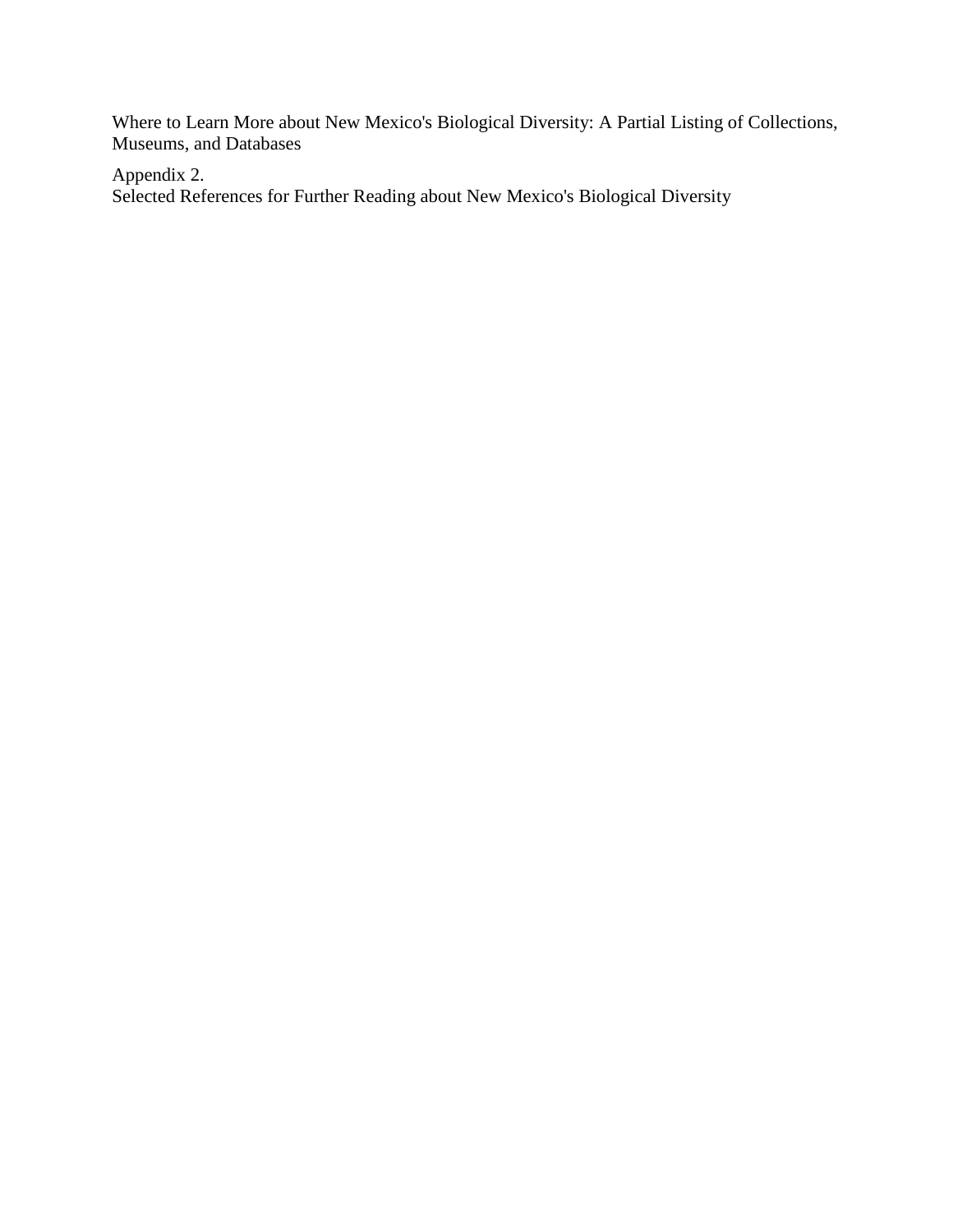Where to Learn More about New Mexico's Biological Diversity: A Partial Listing of Collections, Museums, and Databases

Appendix 2.
Selected References for Further Reading about New Mexico's Biological Diversity